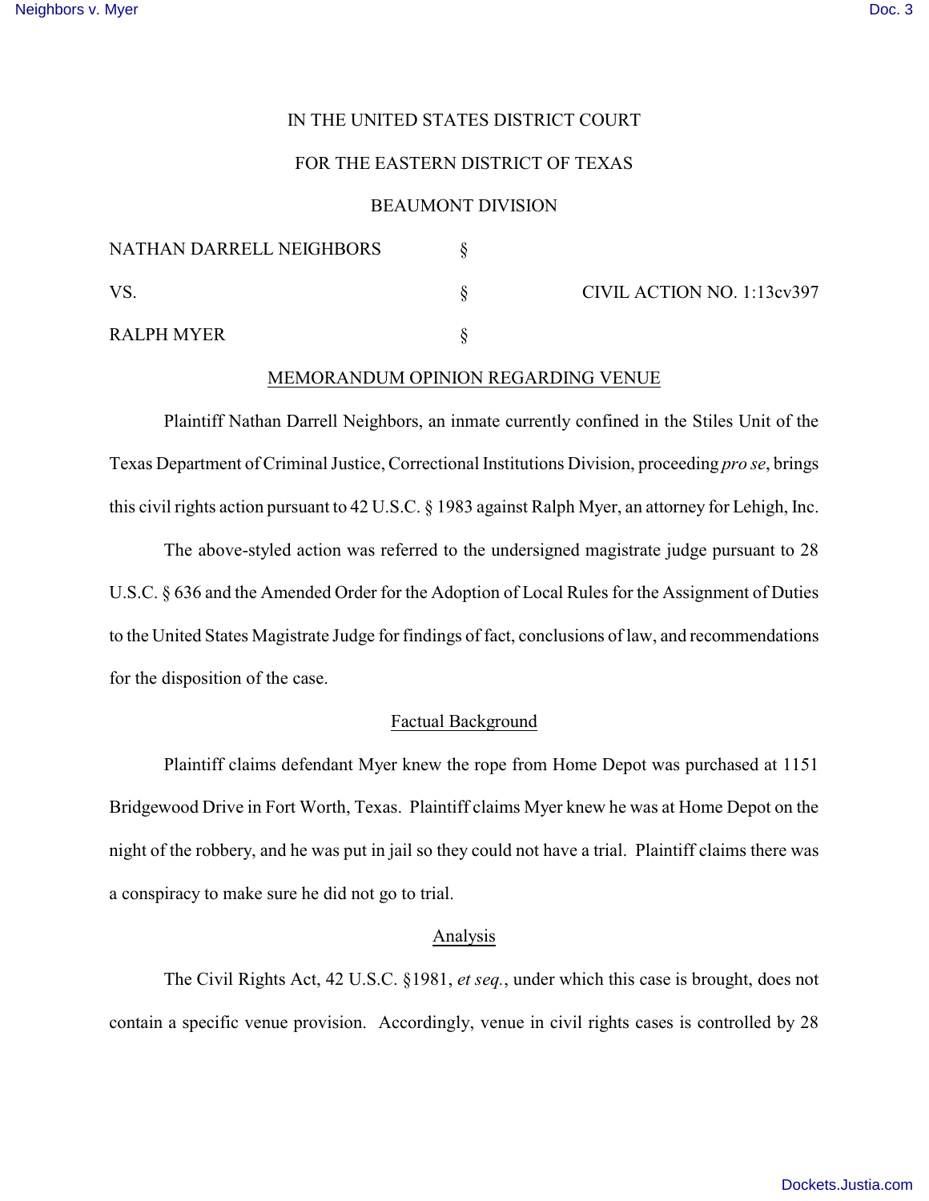IN THE UNITED STATES DISTRICT COURT

FOR THE EASTERN DISTRICT OF TEXAS

BEAUMONT DIVISION

| | | |
|---|---|---|
| NATHAN DARRELL NEIGHBORS | § | |
| VS. | § | CIVIL ACTION NO. 1:13cv397 |
| RALPH MYER | § | |

## MEMORANDUM OPINION REGARDING VENUE

Plaintiff Nathan Darrell Neighbors, an inmate currently confined in the Stiles Unit of the Texas Department of Criminal Justice, Correctional Institutions Division, proceeding *pro se*, brings this civil rights action pursuant to 42 U.S.C. § 1983 against Ralph Myer, an attorney for Lehigh, Inc.

The above-styled action was referred to the undersigned magistrate judge pursuant to 28 U.S.C. § 636 and the Amended Order for the Adoption of Local Rules for the Assignment of Duties to the United States Magistrate Judge for findings of fact, conclusions of law, and recommendations for the disposition of the case.

### Factual Background

Plaintiff claims defendant Myer knew the rope from Home Depot was purchased at 1151 Bridgewood Drive in Fort Worth, Texas. Plaintiff claims Myer knew he was at Home Depot on the night of the robbery, and he was put in jail so they could not have a trial. Plaintiff claims there was a conspiracy to make sure he did not go to trial.

### Analysis

The Civil Rights Act, 42 U.S.C. §1981, *et seq.*, under which this case is brought, does not contain a specific venue provision. Accordingly, venue in civil rights cases is controlled by 28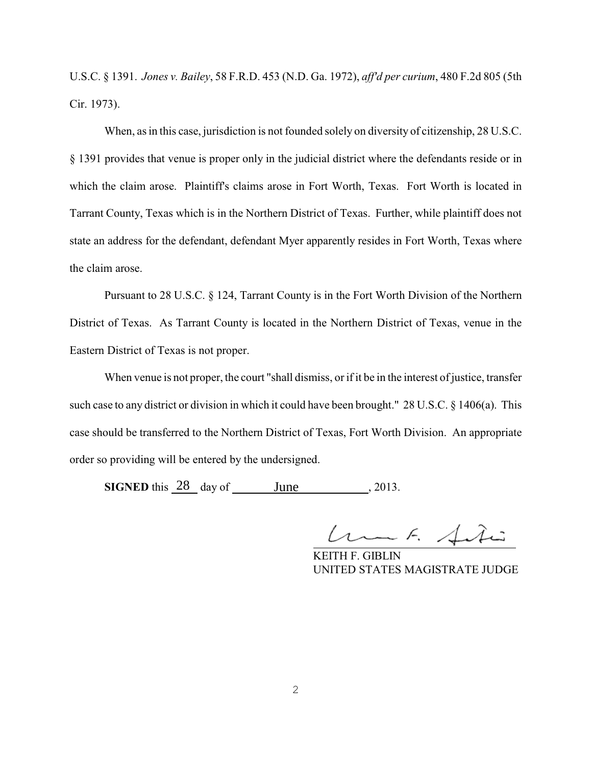U.S.C. § 1391. *Jones v. Bailey*, 58 F.R.D. 453 (N.D. Ga. 1972), *aff'd per curium*, 480 F.2d 805 (5th Cir. 1973).

When, as in this case, jurisdiction is not founded solely on diversity of citizenship, 28 U.S.C. § 1391 provides that venue is proper only in the judicial district where the defendants reside or in which the claim arose. Plaintiff's claims arose in Fort Worth, Texas. Fort Worth is located in Tarrant County, Texas which is in the Northern District of Texas. Further, while plaintiff does not state an address for the defendant, defendant Myer apparently resides in Fort Worth, Texas where the claim arose.

Pursuant to 28 U.S.C. § 124, Tarrant County is in the Fort Worth Division of the Northern District of Texas. As Tarrant County is located in the Northern District of Texas, venue in the Eastern District of Texas is not proper.

When venue is not proper, the court "shall dismiss, or if it be in the interest of justice, transfer such case to any district or division in which it could have been brought." 28 U.S.C. § 1406(a). This case should be transferred to the Northern District of Texas, Fort Worth Division. An appropriate order so providing will be entered by the undersigned.

**SIGNED** this 28 day of June, 2013.

KEITH F. GIBLIN
UNITED STATES MAGISTRATE JUDGE